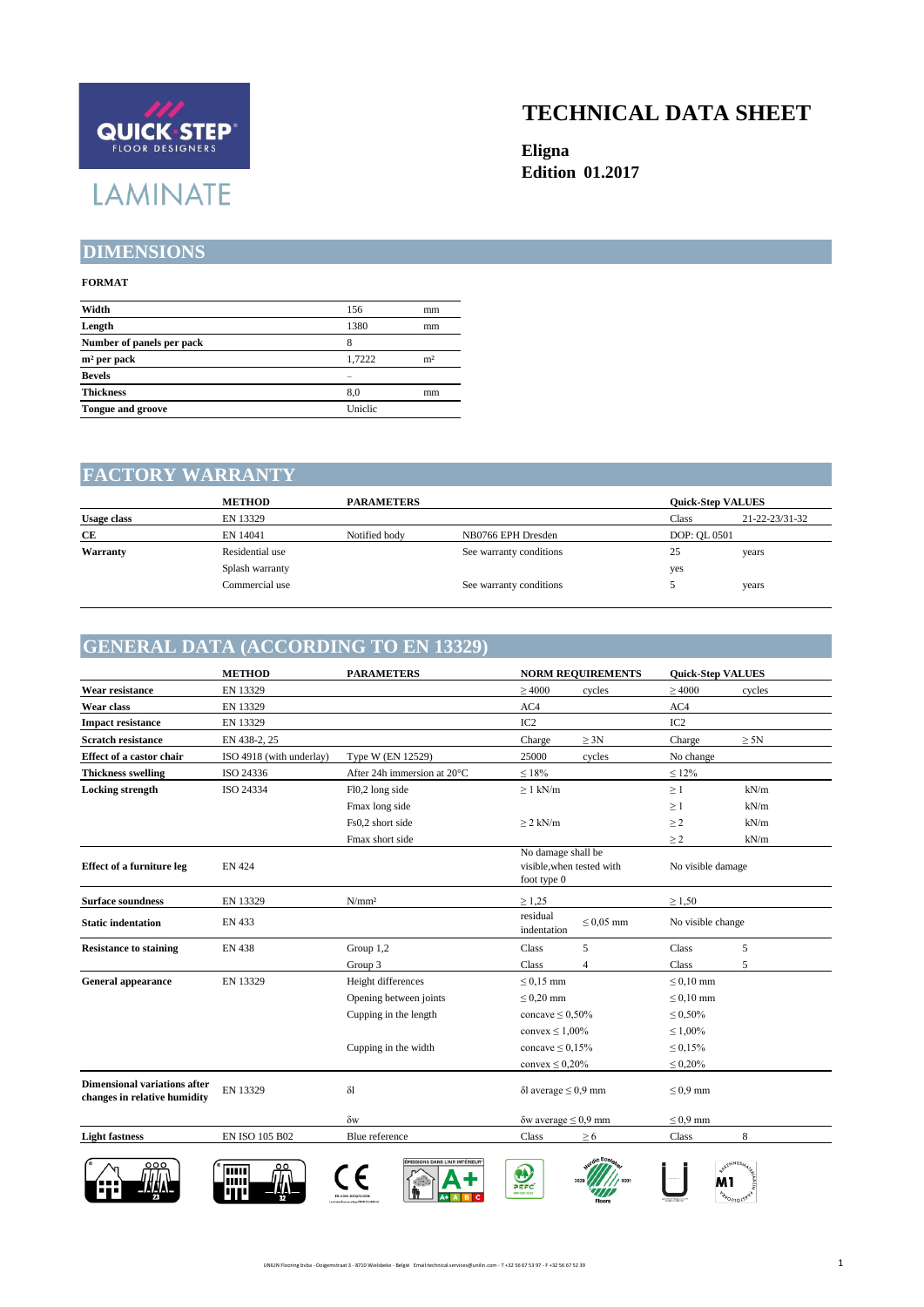QUICK·STEP FLOOR DESIGNERS

LAMINATE

# TECHNICAL DATA SHEET

**Eligna**
**Edition 01.2017**

## DIMENSIONS

**FORMAT**

| | | |
|---|---|---|
| **Width** | 156 | mm |
| **Length** | 1380 | mm |
| **Number of panels per pack** | 8 | |
| **m² per pack** | 1,7222 | m² |
| **Bevels** | – | |
| **Thickness** | 8,0 | mm |
| **Tongue and groove** | Uniclic | |

## FACTORY WARRANTY

| | METHOD | PARAMETERS | | Quick-Step VALUES | |
|---|---|---|---|---|---|
| **Usage class** | EN 13329 | | | Class | 21-22-23/31-32 |
| **CE** | EN 14041 | Notified body | NB0766 EPH Dresden | DOP: QL 0501 | |
| **Warranty** | Residential use | | See warranty conditions | 25 | years |
| | Splash warranty | | | yes | |
| | Commercial use | | See warranty conditions | 5 | years |

## GENERAL DATA (ACCORDING TO EN 13329)

| | METHOD | PARAMETERS | NORM REQUIREMENTS | | Quick-Step VALUES | |
|---|---|---|---|---|---|---|
| **Wear resistance** | EN 13329 | | ≥ 4000 | cycles | ≥ 4000 | cycles |
| **Wear class** | EN 13329 | | AC4 | | AC4 | |
| **Impact resistance** | EN 13329 | | IC2 | | IC2 | |
| **Scratch resistance** | EN 438-2, 25 | | Charge | ≥ 3N | Charge | ≥ 5N |
| **Effect of a castor chair** | ISO 4918 (with underlay) | Type W (EN 12529) | 25000 | cycles | No change | |
| **Thickness swelling** | ISO 24336 | After 24h immersion at 20°C | ≤ 18% | | ≤ 12% | |
| **Locking strength** | ISO 24334 | Fl0,2 long side | ≥ 1 kN/m | | ≥ 1 | kN/m |
| | | Fmax long side | | | ≥ 1 | kN/m |
| | | Fs0,2 short side | ≥ 2 kN/m | | ≥ 2 | kN/m |
| | | Fmax short side | | | ≥ 2 | kN/m |
| **Effect of a furniture leg** | EN 424 | | No damage shall be visible,when tested with foot type 0 | | No visible damage | |
| **Surface soundness** | EN 13329 | N/mm² | ≥ 1,25 | | ≥ 1,50 | |
| **Static indentation** | EN 433 | | residual indentation | ≤ 0,05 mm | No visible change | |
| **Resistance to staining** | EN 438 | Group 1,2 | Class | 5 | Class | 5 |
| | | Group 3 | Class | 4 | Class | 5 |
| **General appearance** | EN 13329 | Height differences | ≤ 0,15 mm | | ≤ 0,10 mm | |
| | | Opening between joints | ≤ 0,20 mm | | ≤ 0,10 mm | |
| | | Cupping in the length | concave ≤ 0,50% | | ≤ 0,50% | |
| | | | convex ≤ 1,00% | | ≤ 1,00% | |
| | | Cupping in the width | concave ≤ 0,15% | | ≤ 0,15% | |
| | | | convex ≤ 0,20% | | ≤ 0,20% | |
| **Dimensional variations after changes in relative humidity** | EN 13329 | δl | δl average ≤ 0,9 mm | | ≤ 0,9 mm | |
| | | δw | δw average ≤ 0,9 mm | | ≤ 0,9 mm | |
| **Light fastness** | EN ISO 105 B02 | Blue reference | Class | ≥ 6 | Class | 8 |

UNILIN Flooring bvba - Ooigemstraat 3 - 8710 Wielsbeke - België Email technical.services@unilin.com - T +32 56 67 53 97 - F +32 56 67 52 39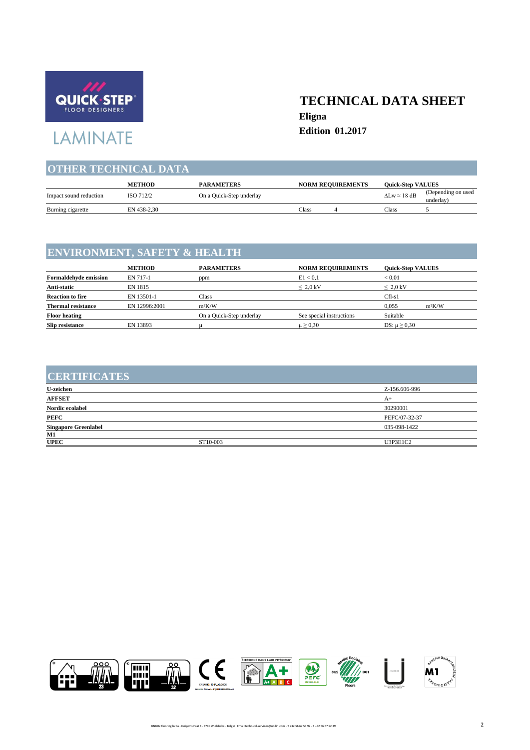LAMINATE

# TECHNICAL DATA SHEET

**Eligna**

**Edition 01.2017**

## OTHER TECHNICAL DATA

| | METHOD | PARAMETERS | NORM REQUIREMENTS | | Quick-Step VALUES | |
|---|---|---|---|---|---|---|
| Impact sound reduction | ISO 712/2 | On a Quick-Step underlay | | | ΔLw ≈ 18 dB | (Depending on used underlay) |
| Burning cigarette | EN 438-2,30 | | Class | 4 | Class | 5 |

## ENVIRONMENT, SAFETY & HEALTH

| | METHOD | PARAMETERS | NORM REQUIREMENTS | Quick-Step VALUES | |
|---|---|---|---|---|---|
| **Formaldehyde emission** | EN 717-1 | ppm | E1 < 0,1 | < 0,01 | |
| **Anti-static** | EN 1815 | | ≤ 2,0 kV | ≤ 2,0 kV | |
| **Reaction to fire** | EN 13501-1 | Class | | Cfl-s1 | |
| **Thermal resistance** | EN 12996:2001 | m²K/W | | 0,055 | m²K/W |
| **Floor heating** | | On a Quick-Step underlay | See special instructions | Suitable | |
| **Slip resistance** | EN 13893 | μ | μ ≥ 0,30 | DS: μ ≥ 0,30 | |

## CERTIFICATES

| | | |
|---|---|---|
| **U-zeichen** | | Z-156.606-996 |
| **AFFSET** | | A+ |
| **Nordic ecolabel** | | 30290001 |
| **PEFC** | | PEFC/07-32-37 |
| **Singapore Greenlabel** | | 035-098-1422 |
| **M1** | | |
| **UPEC** | ST10-003 | U3P3E1C2 |

UNILIN Flooring bvba - Ooigemstraat 3 - 8710 Wielsbeke - België Email technical.services@unilin.com - T +32 56 67 53 97 - F +32 56 67 52 39